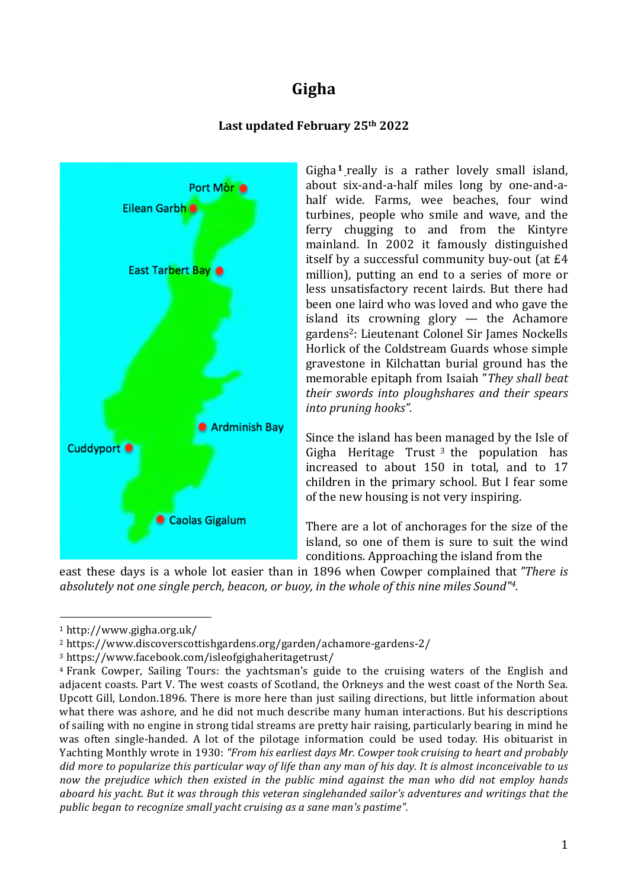# Gigha

**Last updated February 25th 2022**

Port Mòr

Eilean Garbh

East Tarbert Bay

Ardminish Bay

Cuddyport

Caolas Gigalum

Gigha[1] really is a rather lovely small island, about six-and-a-half miles long by one-and-a-half wide. Farms, wee beaches, four wind turbines, people who smile and wave, and the ferry chugging to and from the Kintyre mainland. In 2002 it famously distinguished itself by a successful community buy-out (at £4 million), putting an end to a series of more or less unsatisfactory recent lairds. But there had been one laird who was loved and who gave the island its crowning glory — the Achamore gardens[2]: Lieutenant Colonel Sir James Nockells Horlick of the Coldstream Guards whose simple gravestone in Kilchattan burial ground has the memorable epitaph from Isaiah *"They shall beat their swords into ploughshares and their spears into pruning hooks".*

Since the island has been managed by the Isle of Gigha Heritage Trust [3] the population has increased to about 150 in total, and to 17 children in the primary school. But I fear some of the new housing is not very inspiring.

There are a lot of anchorages for the size of the island, so one of them is sure to suit the wind conditions. Approaching the island from the east these days is a whole lot easier than in 1896 when Cowper complained that *"There is absolutely not one single perch, beacon, or buoy, in the whole of this nine miles Sound"[4].*

---

[1] http://www.gigha.org.uk/

[2] https://www.discoverscottishgardens.org/garden/achamore-gardens-2/

[3] https://www.facebook.com/isleofgighaheritagetrust/

[4] Frank Cowper, Sailing Tours: the yachtsman's guide to the cruising waters of the English and adjacent coasts. Part V. The west coasts of Scotland, the Orkneys and the west coast of the North Sea. Upcott Gill, London.1896. There is more here than just sailing directions, but little information about what there was ashore, and he did not much describe many human interactions. But his descriptions of sailing with no engine in strong tidal streams are pretty hair raising, particularly bearing in mind he was often single-handed. A lot of the pilotage information could be used today. His obituarist in Yachting Monthly wrote in 1930: *"From his earliest days Mr. Cowper took cruising to heart and probably did more to popularize this particular way of life than any man of his day. It is almost inconceivable to us now the prejudice which then existed in the public mind against the man who did not employ hands aboard his yacht. But it was through this veteran singlehanded sailor's adventures and writings that the public began to recognize small yacht cruising as a sane man's pastime".*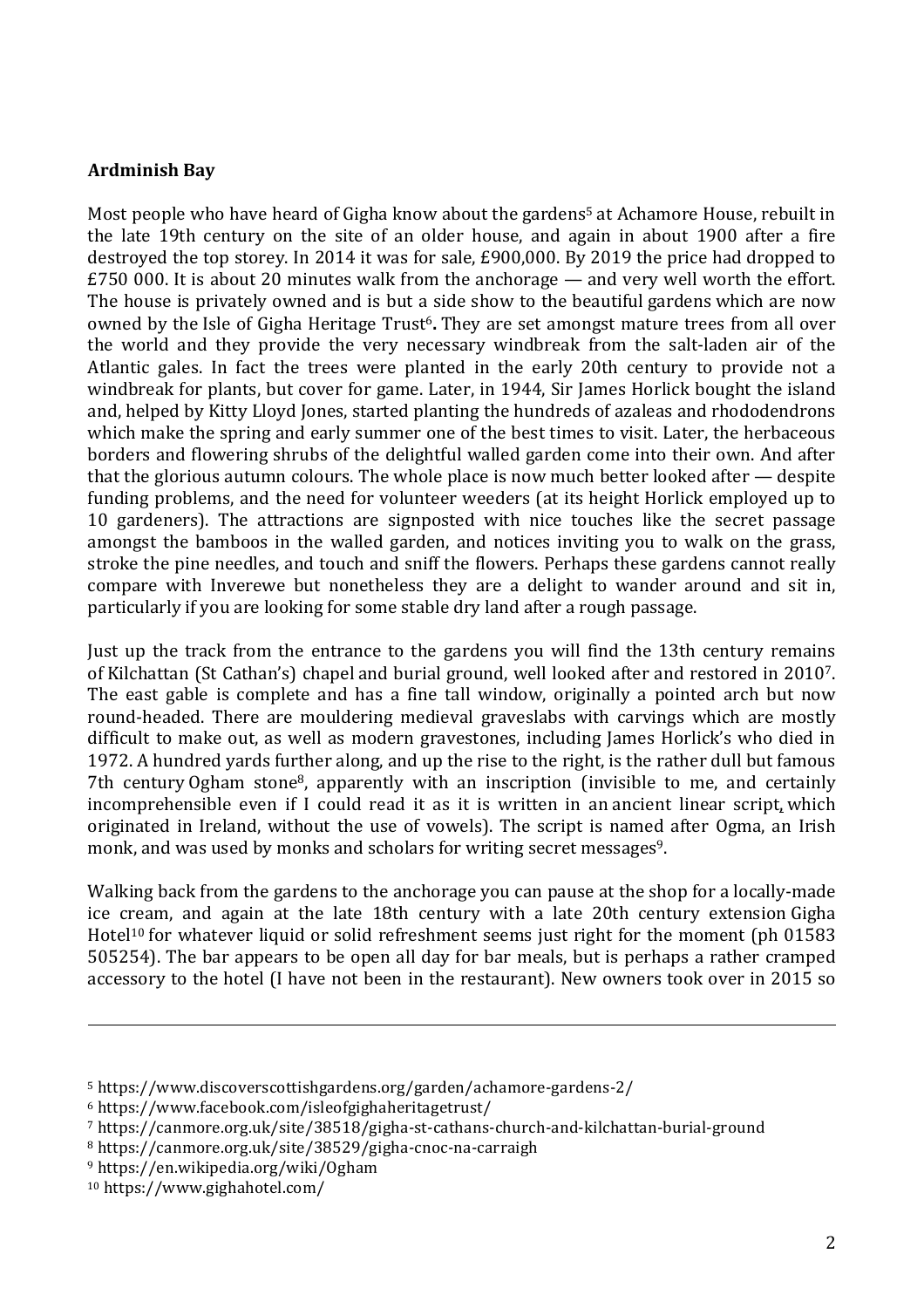**Ardminish Bay**

Most people who have heard of Gigha know about the gardens[5] at Achamore House, rebuilt in the late 19th century on the site of an older house, and again in about 1900 after a fire destroyed the top storey. In 2014 it was for sale, £900,000. By 2019 the price had dropped to £750 000. It is about 20 minutes walk from the anchorage — and very well worth the effort. The house is privately owned and is but a side show to the beautiful gardens which are now owned by the Isle of Gigha Heritage Trust[6]**.** They are set amongst mature trees from all over the world and they provide the very necessary windbreak from the salt-laden air of the Atlantic gales. In fact the trees were planted in the early 20th century to provide not a windbreak for plants, but cover for game. Later, in 1944, Sir James Horlick bought the island and, helped by Kitty Lloyd Jones, started planting the hundreds of azaleas and rhododendrons which make the spring and early summer one of the best times to visit. Later, the herbaceous borders and flowering shrubs of the delightful walled garden come into their own. And after that the glorious autumn colours. The whole place is now much better looked after — despite funding problems, and the need for volunteer weeders (at its height Horlick employed up to 10 gardeners). The attractions are signposted with nice touches like the secret passage amongst the bamboos in the walled garden, and notices inviting you to walk on the grass, stroke the pine needles, and touch and sniff the flowers. Perhaps these gardens cannot really compare with Inverewe but nonetheless they are a delight to wander around and sit in, particularly if you are looking for some stable dry land after a rough passage.

Just up the track from the entrance to the gardens you will find the 13th century remains of Kilchattan (St Cathan's) chapel and burial ground, well looked after and restored in 2010[7]. The east gable is complete and has a fine tall window, originally a pointed arch but now round-headed. There are mouldering medieval graveslabs with carvings which are mostly difficult to make out, as well as modern gravestones, including James Horlick's who died in 1972. A hundred yards further along, and up the rise to the right, is the rather dull but famous 7th century Ogham stone[8], apparently with an inscription (invisible to me, and certainly incomprehensible even if I could read it as it is written in an ancient linear script, which originated in Ireland, without the use of vowels). The script is named after Ogma, an Irish monk, and was used by monks and scholars for writing secret messages[9].

Walking back from the gardens to the anchorage you can pause at the shop for a locally-made ice cream, and again at the late 18th century with a late 20th century extension Gigha Hotel[10] for whatever liquid or solid refreshment seems just right for the moment (ph 01583 505254). The bar appears to be open all day for bar meals, but is perhaps a rather cramped accessory to the hotel (I have not been in the restaurant). New owners took over in 2015 so

---

[5] https://www.discoverscottishgardens.org/garden/achamore-gardens-2/

[6] https://www.facebook.com/isleofgighaheritagetrust/

[7] https://canmore.org.uk/site/38518/gigha-st-cathans-church-and-kilchattan-burial-ground

[8] https://canmore.org.uk/site/38529/gigha-cnoc-na-carraigh

[9] https://en.wikipedia.org/wiki/Ogham

[10] https://www.gighahotel.com/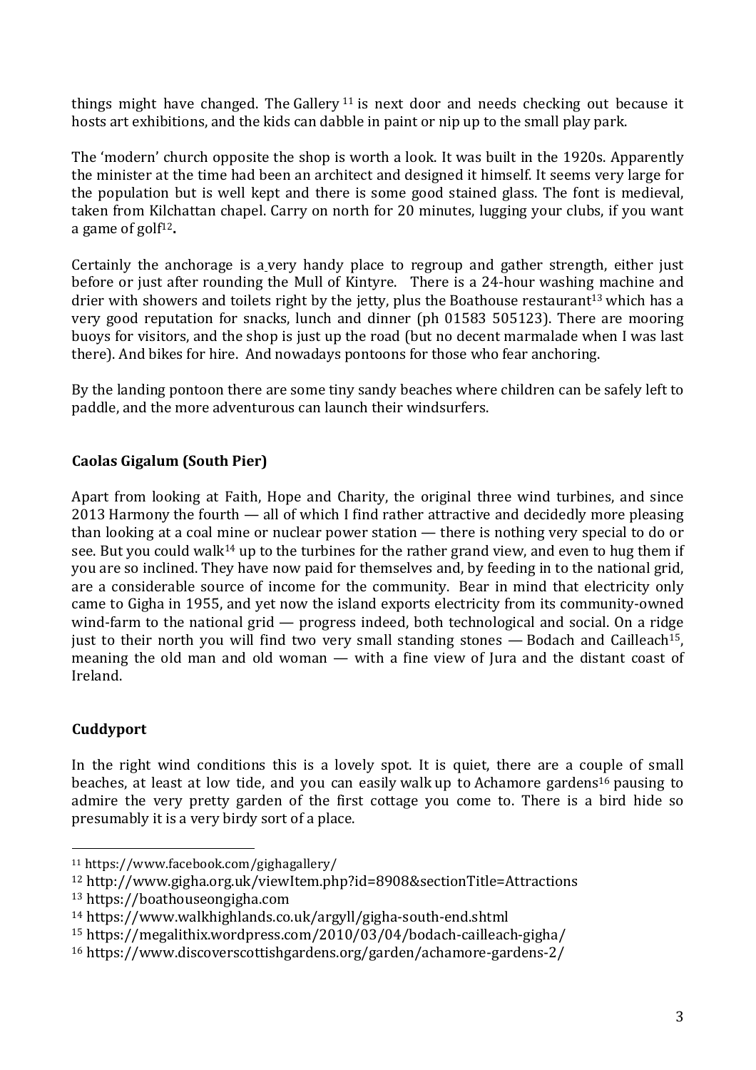things might have changed. The Gallery [11] is next door and needs checking out because it hosts art exhibitions, and the kids can dabble in paint or nip up to the small play park.

The 'modern' church opposite the shop is worth a look. It was built in the 1920s. Apparently the minister at the time had been an architect and designed it himself. It seems very large for the population but is well kept and there is some good stained glass. The font is medieval, taken from Kilchattan chapel. Carry on north for 20 minutes, lugging your clubs, if you want a game of golf[12]**.**

Certainly the anchorage is a very handy place to regroup and gather strength, either just before or just after rounding the Mull of Kintyre. There is a 24-hour washing machine and drier with showers and toilets right by the jetty, plus the Boathouse restaurant[13] which has a very good reputation for snacks, lunch and dinner (ph 01583 505123). There are mooring buoys for visitors, and the shop is just up the road (but no decent marmalade when I was last there). And bikes for hire. And nowadays pontoons for those who fear anchoring.

By the landing pontoon there are some tiny sandy beaches where children can be safely left to paddle, and the more adventurous can launch their windsurfers.

### Caolas Gigalum (South Pier)

Apart from looking at Faith, Hope and Charity, the original three wind turbines, and since 2013 Harmony the fourth — all of which I find rather attractive and decidedly more pleasing than looking at a coal mine or nuclear power station — there is nothing very special to do or see. But you could walk[14] up to the turbines for the rather grand view, and even to hug them if you are so inclined. They have now paid for themselves and, by feeding in to the national grid, are a considerable source of income for the community. Bear in mind that electricity only came to Gigha in 1955, and yet now the island exports electricity from its community-owned wind-farm to the national grid — progress indeed, both technological and social. On a ridge just to their north you will find two very small standing stones — Bodach and Cailleach[15], meaning the old man and old woman — with a fine view of Jura and the distant coast of Ireland.

### Cuddyport

In the right wind conditions this is a lovely spot. It is quiet, there are a couple of small beaches, at least at low tide, and you can easily walk up to Achamore gardens[16] pausing to admire the very pretty garden of the first cottage you come to. There is a bird hide so presumably it is a very birdy sort of a place.

---

[11] https://www.facebook.com/gighagallery/

[12] http://www.gigha.org.uk/viewItem.php?id=8908&sectionTitle=Attractions

[13] https://boathouseongigha.com

[14] https://www.walkhighlands.co.uk/argyll/gigha-south-end.shtml

[15] https://megalithix.wordpress.com/2010/03/04/bodach-cailleach-gigha/

[16] https://www.discoverscottishgardens.org/garden/achamore-gardens-2/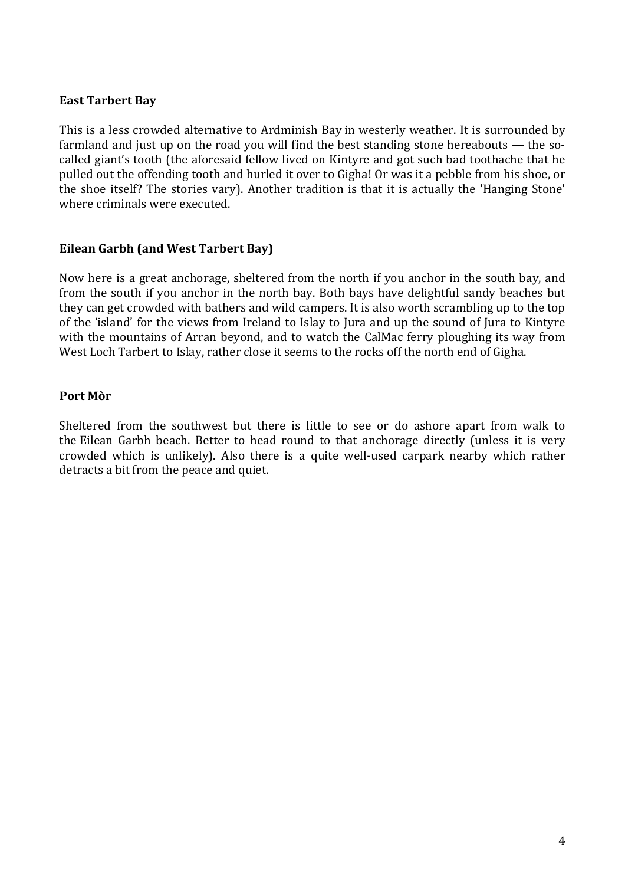**East Tarbert Bay**

This is a less crowded alternative to Ardminish Bay in westerly weather. It is surrounded by farmland and just up on the road you will find the best standing stone hereabouts — the so-called giant's tooth (the aforesaid fellow lived on Kintyre and got such bad toothache that he pulled out the offending tooth and hurled it over to Gigha! Or was it a pebble from his shoe, or the shoe itself? The stories vary). Another tradition is that it is actually the 'Hanging Stone' where criminals were executed.

**Eilean Garbh (and West Tarbert Bay)**

Now here is a great anchorage, sheltered from the north if you anchor in the south bay, and from the south if you anchor in the north bay. Both bays have delightful sandy beaches but they can get crowded with bathers and wild campers. It is also worth scrambling up to the top of the 'island' for the views from Ireland to Islay to Jura and up the sound of Jura to Kintyre with the mountains of Arran beyond, and to watch the CalMac ferry ploughing its way from West Loch Tarbert to Islay, rather close it seems to the rocks off the north end of Gigha.

**Port Mòr**

Sheltered from the southwest but there is little to see or do ashore apart from walk to the Eilean Garbh beach. Better to head round to that anchorage directly (unless it is very crowded which is unlikely). Also there is a quite well-used carpark nearby which rather detracts a bit from the peace and quiet.